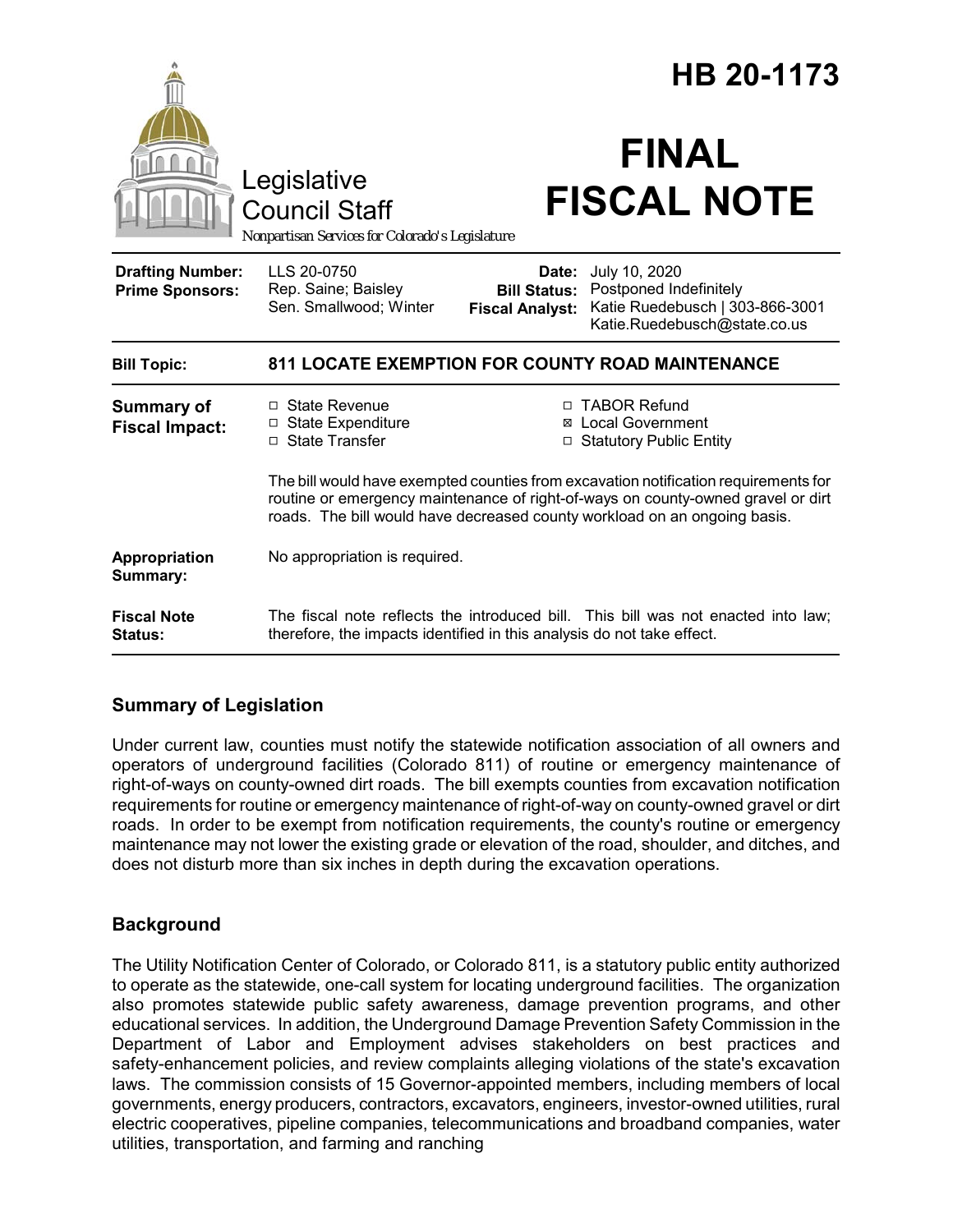# HB 20-1173

Legislative Council Staff

*Nonpartisan Services for Colorado's Legislature*

# FINAL FISCAL NOTE

| | | | |
|---|---|---|---|
| **Drafting Number:** | LLS 20-0750 | **Date:** | July 10, 2020 |
| **Prime Sponsors:** | Rep. Saine; Baisley<br>Sen. Smallwood; Winter | **Bill Status:** | Postponed Indefinitely |
| | | **Fiscal Analyst:** | Katie Ruedebusch \| 303-866-3001<br>Katie.Ruedebusch@state.co.us |

| | |
|---|---|
| **Bill Topic:** | **811 LOCATE EXEMPTION FOR COUNTY ROAD MAINTENANCE** |
| **Summary of Fiscal Impact:** | ☐ State Revenue ☐ State Expenditure ☐ State Transfer ☐ TABOR Refund ☒ Local Government ☐ Statutory Public Entity<br><br>The bill would have exempted counties from excavation notification requirements for routine or emergency maintenance of right-of-ways on county-owned gravel or dirt roads. The bill would have decreased county workload on an ongoing basis. |
| **Appropriation Summary:** | No appropriation is required. |
| **Fiscal Note Status:** | The fiscal note reflects the introduced bill. This bill was not enacted into law; therefore, the impacts identified in this analysis do not take effect. |

## Summary of Legislation

Under current law, counties must notify the statewide notification association of all owners and operators of underground facilities (Colorado 811) of routine or emergency maintenance of right-of-ways on county-owned dirt roads. The bill exempts counties from excavation notification requirements for routine or emergency maintenance of right-of-way on county-owned gravel or dirt roads. In order to be exempt from notification requirements, the county's routine or emergency maintenance may not lower the existing grade or elevation of the road, shoulder, and ditches, and does not disturb more than six inches in depth during the excavation operations.

## Background

The Utility Notification Center of Colorado, or Colorado 811, is a statutory public entity authorized to operate as the statewide, one-call system for locating underground facilities. The organization also promotes statewide public safety awareness, damage prevention programs, and other educational services. In addition, the Underground Damage Prevention Safety Commission in the Department of Labor and Employment advises stakeholders on best practices and safety-enhancement policies, and review complaints alleging violations of the state's excavation laws. The commission consists of 15 Governor-appointed members, including members of local governments, energy producers, contractors, excavators, engineers, investor-owned utilities, rural electric cooperatives, pipeline companies, telecommunications and broadband companies, water utilities, transportation, and farming and ranching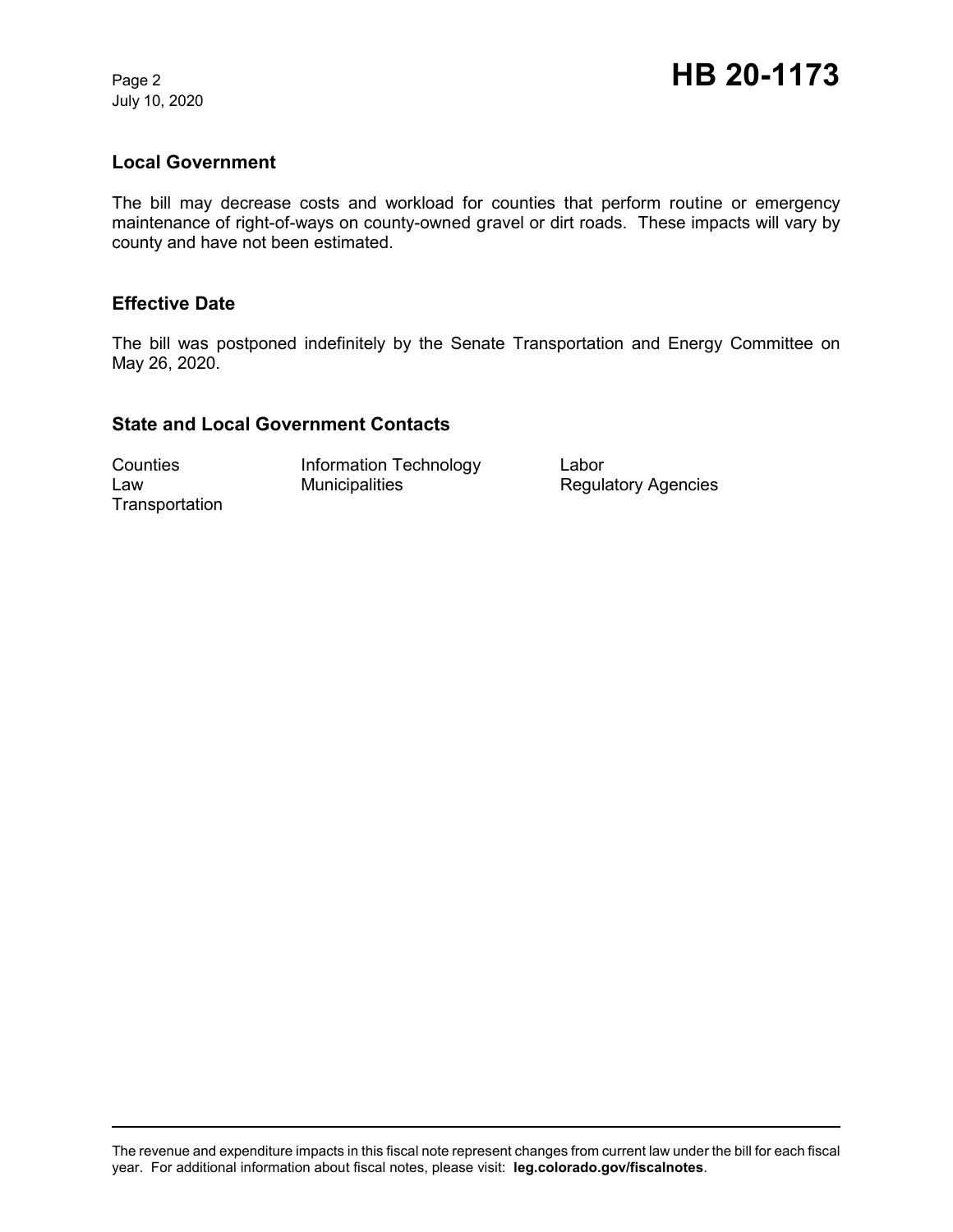## Local Government

The bill may decrease costs and workload for counties that perform routine or emergency maintenance of right-of-ways on county-owned gravel or dirt roads. These impacts will vary by county and have not been estimated.

## Effective Date

The bill was postponed indefinitely by the Senate Transportation and Energy Committee on May 26, 2020.

## State and Local Government Contacts

| | | |
|---|---|---|
| Counties | Information Technology | Labor |
| Law | Municipalities | Regulatory Agencies |
| Transportation | | |

The revenue and expenditure impacts in this fiscal note represent changes from current law under the bill for each fiscal year. For additional information about fiscal notes, please visit: **leg.colorado.gov/fiscalnotes**.